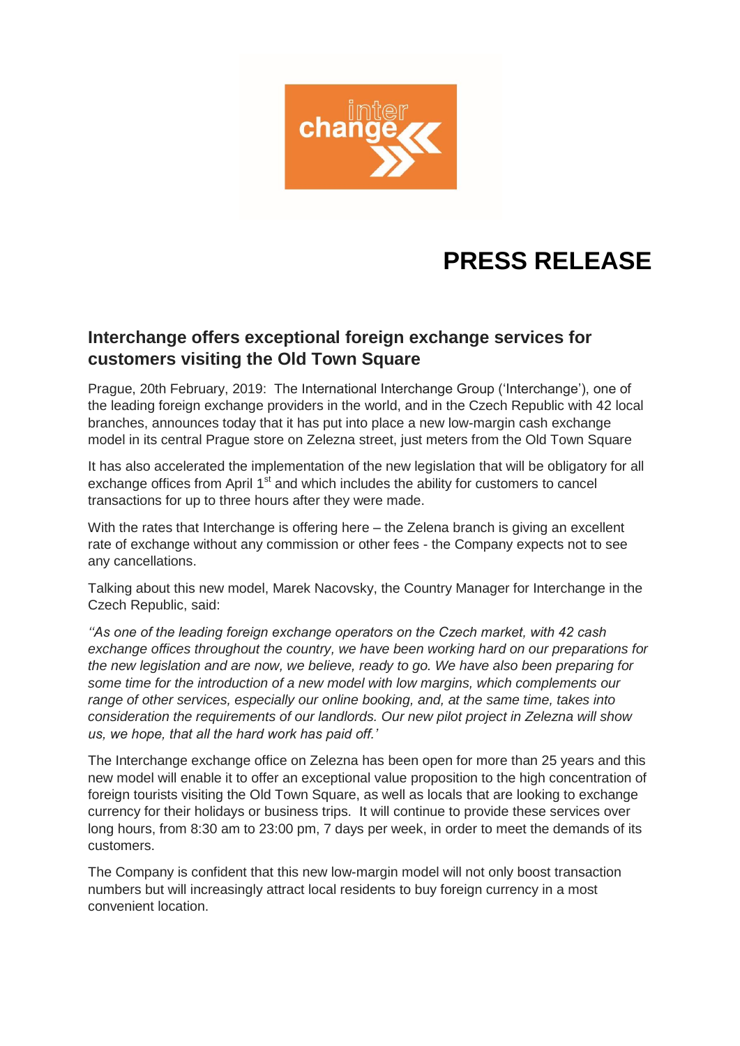# PRESS RELEASE

## Interchange offers exceptional foreign exchange services for customers visiting the Old Town Square

Prague, 20th February, 2019: The International Interchange Group ('Interchange'), one of the leading foreign exchange providers in the world, and in the Czech Republic with 42 local branches, announces today that it has put into place a new low-margin cash exchange model in its central Prague store on Zelezna street, just meters from the Old Town Square

It has also accelerated the implementation of the new legislation that will be obligatory for all exchange offices from April 1st and which includes the ability for customers to cancel transactions for up to three hours after they were made.

With the rates that Interchange is offering here – the Zelena branch is giving an excellent rate of exchange without any commission or other fees - the Company expects not to see any cancellations.

Talking about this new model, Marek Nacovsky, the Country Manager for Interchange in the Czech Republic, said:

*''As one of the leading foreign exchange operators on the Czech market, with 42 cash exchange offices throughout the country, we have been working hard on our preparations for the new legislation and are now, we believe, ready to go. We have also been preparing for some time for the introduction of a new model with low margins, which complements our range of other services, especially our online booking, and, at the same time, takes into consideration the requirements of our landlords. Our new pilot project in Zelezna will show us, we hope, that all the hard work has paid off.'*

The Interchange exchange office on Zelezna has been open for more than 25 years and this new model will enable it to offer an exceptional value proposition to the high concentration of foreign tourists visiting the Old Town Square, as well as locals that are looking to exchange currency for their holidays or business trips. It will continue to provide these services over long hours, from 8:30 am to 23:00 pm, 7 days per week, in order to meet the demands of its customers.

The Company is confident that this new low-margin model will not only boost transaction numbers but will increasingly attract local residents to buy foreign currency in a most convenient location.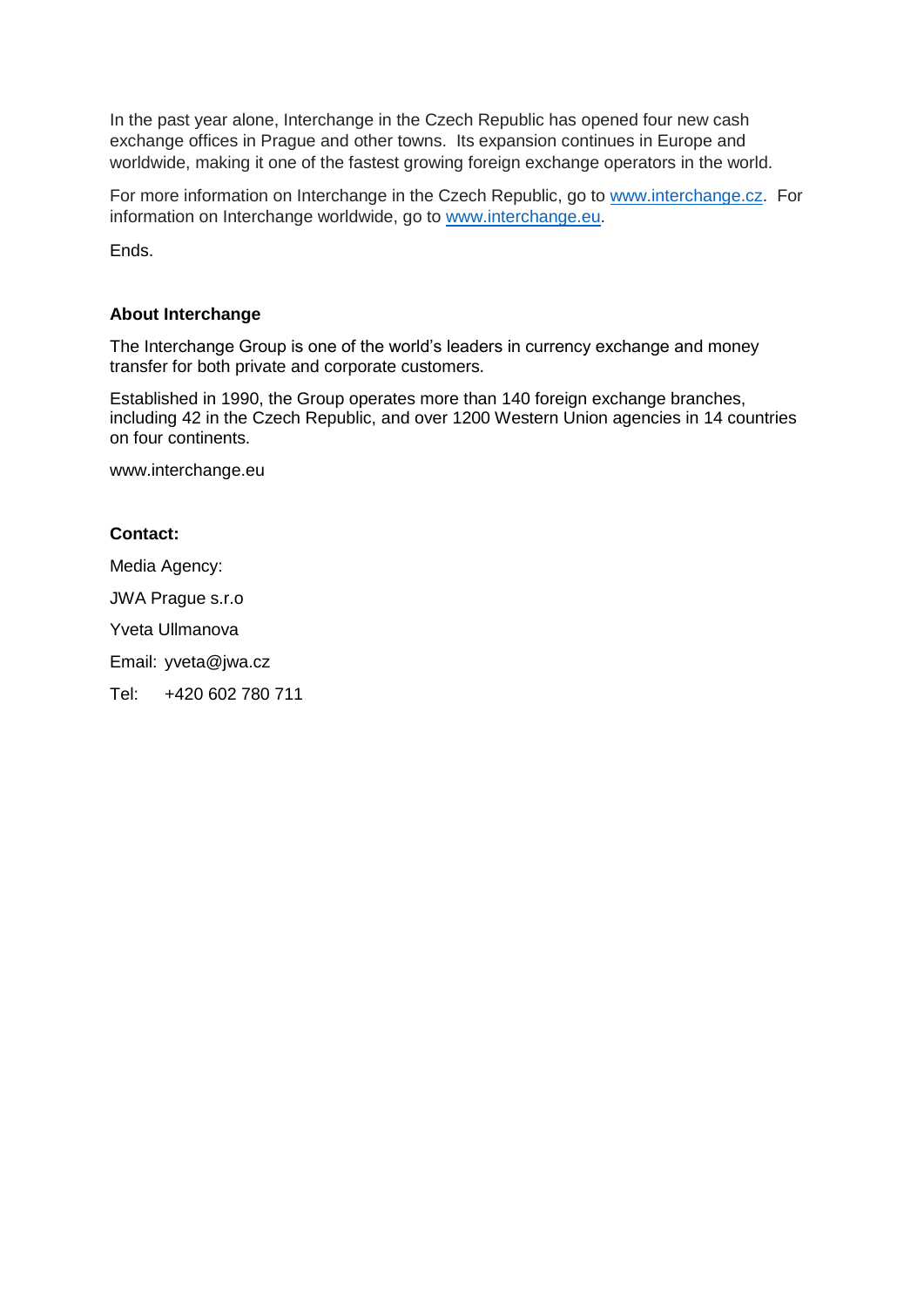In the past year alone, Interchange in the Czech Republic has opened four new cash exchange offices in Prague and other towns. Its expansion continues in Europe and worldwide, making it one of the fastest growing foreign exchange operators in the world.

For more information on Interchange in the Czech Republic, go to [www.interchange.cz](http://www.interchange.cz). For information on Interchange worldwide, go to [www.interchange.eu](http://www.interchange.eu).

Ends.

**About Interchange**

The Interchange Group is one of the world's leaders in currency exchange and money transfer for both private and corporate customers.

Established in 1990, the Group operates more than 140 foreign exchange branches, including 42 in the Czech Republic, and over 1200 Western Union agencies in 14 countries on four continents.

www.interchange.eu

**Contact:**

Media Agency:

JWA Prague s.r.o

Yveta Ullmanova

Email: yveta@jwa.cz

Tel: +420 602 780 711